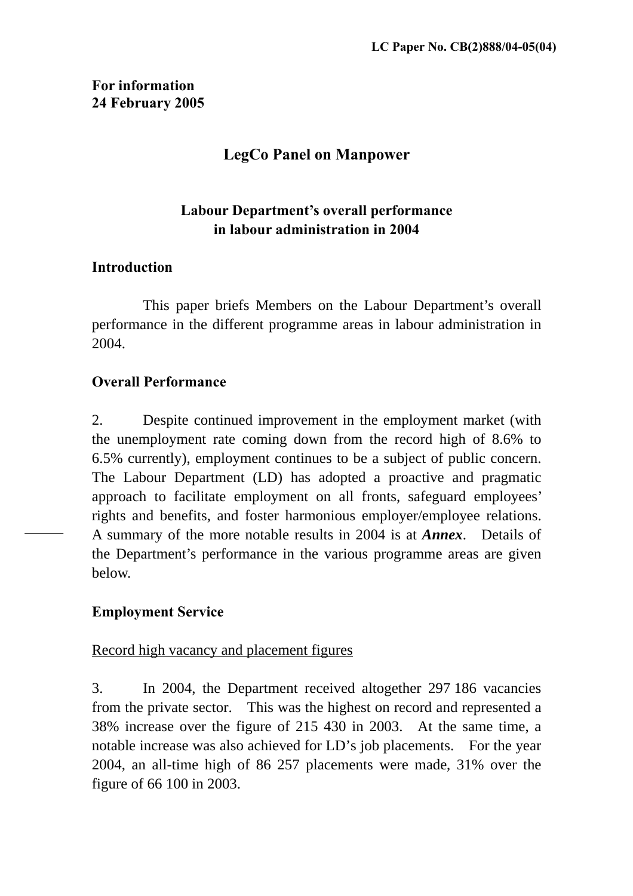LC Paper No. CB(2)888/04-05(04)

**For information**
**24 February 2005**

# LegCo Panel on Manpower

## Labour Department's overall performance in labour administration in 2004

### Introduction

This paper briefs Members on the Labour Department's overall performance in the different programme areas in labour administration in 2004.

### Overall Performance

2. Despite continued improvement in the employment market (with the unemployment rate coming down from the record high of 8.6% to 6.5% currently), employment continues to be a subject of public concern. The Labour Department (LD) has adopted a proactive and pragmatic approach to facilitate employment on all fronts, safeguard employees' rights and benefits, and foster harmonious employer/employee relations. A summary of the more notable results in 2004 is at ***Annex***. Details of the Department's performance in the various programme areas are given below.

### Employment Service

<u>Record high vacancy and placement figures</u>

3. In 2004, the Department received altogether 297 186 vacancies from the private sector. This was the highest on record and represented a 38% increase over the figure of 215 430 in 2003. At the same time, a notable increase was also achieved for LD's job placements. For the year 2004, an all-time high of 86 257 placements were made, 31% over the figure of 66 100 in 2003.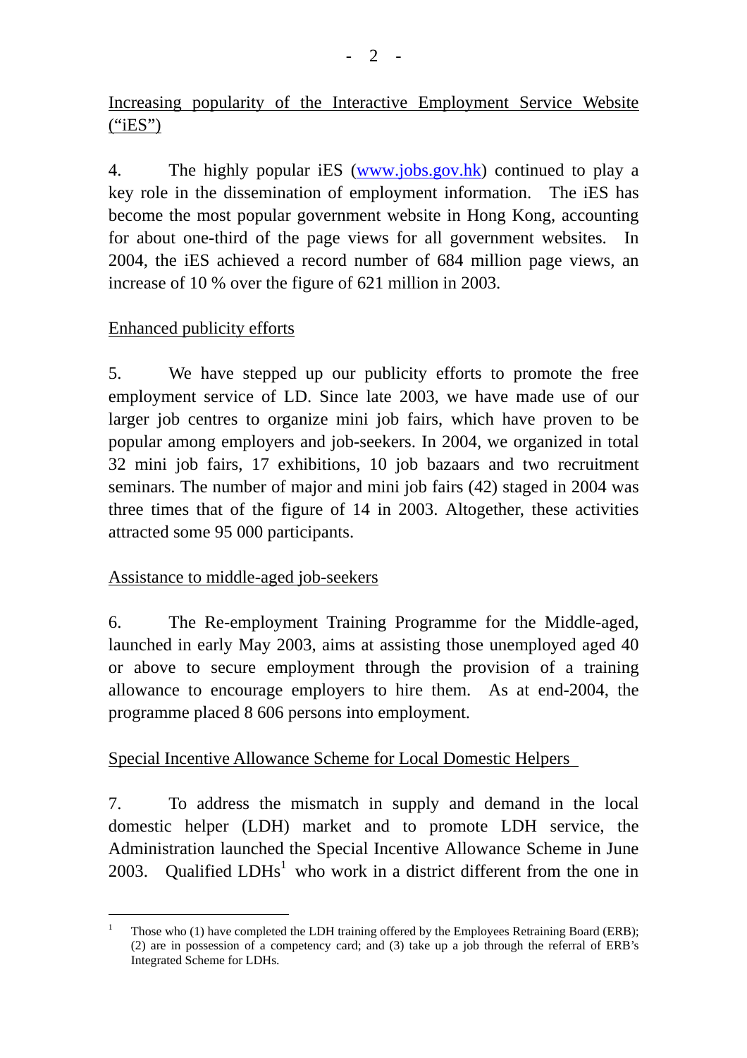Increasing popularity of the Interactive Employment Service Website ("iES")

4. The highly popular iES (www.jobs.gov.hk) continued to play a key role in the dissemination of employment information. The iES has become the most popular government website in Hong Kong, accounting for about one-third of the page views for all government websites. In 2004, the iES achieved a record number of 684 million page views, an increase of 10 % over the figure of 621 million in 2003.

Enhanced publicity efforts

5. We have stepped up our publicity efforts to promote the free employment service of LD. Since late 2003, we have made use of our larger job centres to organize mini job fairs, which have proven to be popular among employers and job-seekers. In 2004, we organized in total 32 mini job fairs, 17 exhibitions, 10 job bazaars and two recruitment seminars. The number of major and mini job fairs (42) staged in 2004 was three times that of the figure of 14 in 2003. Altogether, these activities attracted some 95 000 participants.

Assistance to middle-aged job-seekers

6. The Re-employment Training Programme for the Middle-aged, launched in early May 2003, aims at assisting those unemployed aged 40 or above to secure employment through the provision of a training allowance to encourage employers to hire them. As at end-2004, the programme placed 8 606 persons into employment.

Special Incentive Allowance Scheme for Local Domestic Helpers

7. To address the mismatch in supply and demand in the local domestic helper (LDH) market and to promote LDH service, the Administration launched the Special Incentive Allowance Scheme in June 2003. Qualified LDHs[1] who work in a district different from the one in

[1] Those who (1) have completed the LDH training offered by the Employees Retraining Board (ERB); (2) are in possession of a competency card; and (3) take up a job through the referral of ERB's Integrated Scheme for LDHs.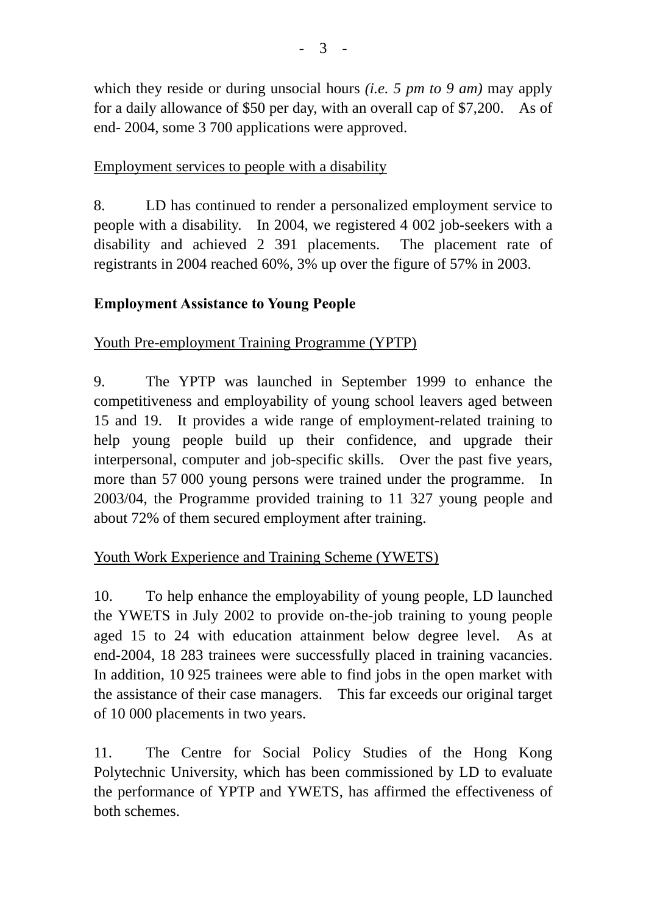which they reside or during unsocial hours *(i.e. 5 pm to 9 am)* may apply for a daily allowance of $50 per day, with an overall cap of $7,200. As of end- 2004, some 3 700 applications were approved.

<u>Employment services to people with a disability</u>

8. LD has continued to render a personalized employment service to people with a disability. In 2004, we registered 4 002 job-seekers with a disability and achieved 2 391 placements. The placement rate of registrants in 2004 reached 60%, 3% up over the figure of 57% in 2003.

**Employment Assistance to Young People**

<u>Youth Pre-employment Training Programme (YPTP)</u>

9. The YPTP was launched in September 1999 to enhance the competitiveness and employability of young school leavers aged between 15 and 19. It provides a wide range of employment-related training to help young people build up their confidence, and upgrade their interpersonal, computer and job-specific skills. Over the past five years, more than 57 000 young persons were trained under the programme. In 2003/04, the Programme provided training to 11 327 young people and about 72% of them secured employment after training.

<u>Youth Work Experience and Training Scheme (YWETS)</u>

10. To help enhance the employability of young people, LD launched the YWETS in July 2002 to provide on-the-job training to young people aged 15 to 24 with education attainment below degree level. As at end-2004, 18 283 trainees were successfully placed in training vacancies. In addition, 10 925 trainees were able to find jobs in the open market with the assistance of their case managers. This far exceeds our original target of 10 000 placements in two years.

11. The Centre for Social Policy Studies of the Hong Kong Polytechnic University, which has been commissioned by LD to evaluate the performance of YPTP and YWETS, has affirmed the effectiveness of both schemes.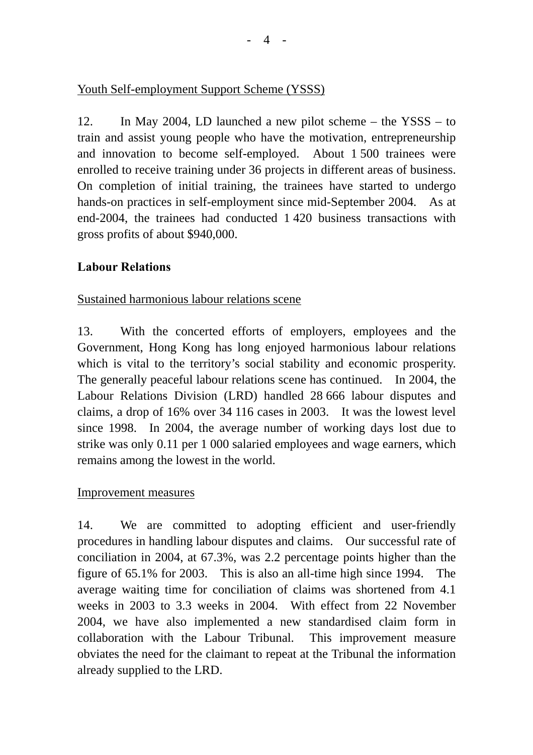Youth Self-employment Support Scheme (YSSS)

12. In May 2004, LD launched a new pilot scheme – the YSSS – to train and assist young people who have the motivation, entrepreneurship and innovation to become self-employed. About 1 500 trainees were enrolled to receive training under 36 projects in different areas of business. On completion of initial training, the trainees have started to undergo hands-on practices in self-employment since mid-September 2004. As at end-2004, the trainees had conducted 1 420 business transactions with gross profits of about $940,000.

**Labour Relations**

Sustained harmonious labour relations scene

13. With the concerted efforts of employers, employees and the Government, Hong Kong has long enjoyed harmonious labour relations which is vital to the territory's social stability and economic prosperity. The generally peaceful labour relations scene has continued. In 2004, the Labour Relations Division (LRD) handled 28 666 labour disputes and claims, a drop of 16% over 34 116 cases in 2003. It was the lowest level since 1998. In 2004, the average number of working days lost due to strike was only 0.11 per 1 000 salaried employees and wage earners, which remains among the lowest in the world.

Improvement measures

14. We are committed to adopting efficient and user-friendly procedures in handling labour disputes and claims. Our successful rate of conciliation in 2004, at 67.3%, was 2.2 percentage points higher than the figure of 65.1% for 2003. This is also an all-time high since 1994. The average waiting time for conciliation of claims was shortened from 4.1 weeks in 2003 to 3.3 weeks in 2004. With effect from 22 November 2004, we have also implemented a new standardised claim form in collaboration with the Labour Tribunal. This improvement measure obviates the need for the claimant to repeat at the Tribunal the information already supplied to the LRD.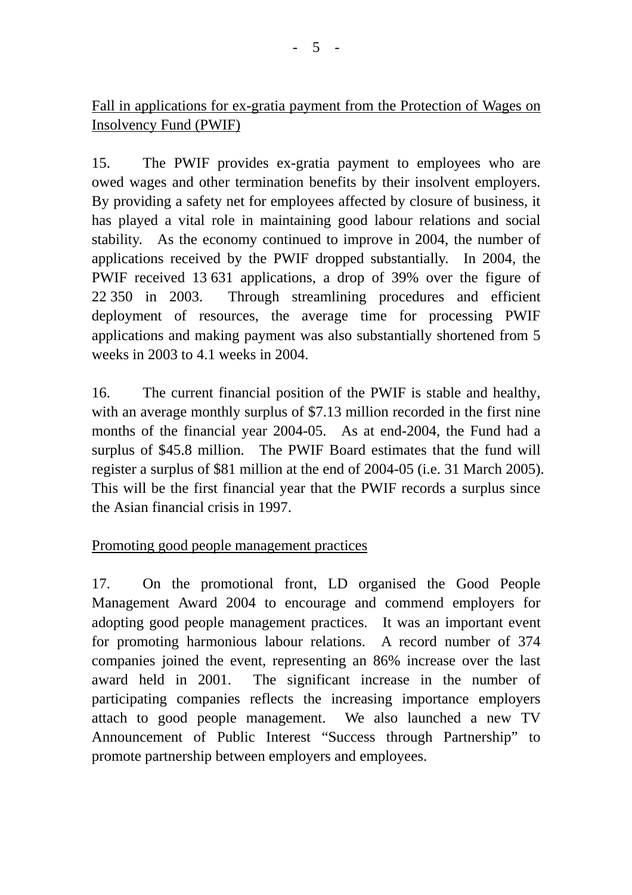Fall in applications for ex-gratia payment from the Protection of Wages on Insolvency Fund (PWIF)

15. The PWIF provides ex-gratia payment to employees who are owed wages and other termination benefits by their insolvent employers. By providing a safety net for employees affected by closure of business, it has played a vital role in maintaining good labour relations and social stability. As the economy continued to improve in 2004, the number of applications received by the PWIF dropped substantially. In 2004, the PWIF received 13 631 applications, a drop of 39% over the figure of 22 350 in 2003. Through streamlining procedures and efficient deployment of resources, the average time for processing PWIF applications and making payment was also substantially shortened from 5 weeks in 2003 to 4.1 weeks in 2004.

16. The current financial position of the PWIF is stable and healthy, with an average monthly surplus of $7.13 million recorded in the first nine months of the financial year 2004-05. As at end-2004, the Fund had a surplus of $45.8 million. The PWIF Board estimates that the fund will register a surplus of $81 million at the end of 2004-05 (i.e. 31 March 2005). This will be the first financial year that the PWIF records a surplus since the Asian financial crisis in 1997.

Promoting good people management practices

17. On the promotional front, LD organised the Good People Management Award 2004 to encourage and commend employers for adopting good people management practices. It was an important event for promoting harmonious labour relations. A record number of 374 companies joined the event, representing an 86% increase over the last award held in 2001. The significant increase in the number of participating companies reflects the increasing importance employers attach to good people management. We also launched a new TV Announcement of Public Interest “Success through Partnership” to promote partnership between employers and employees.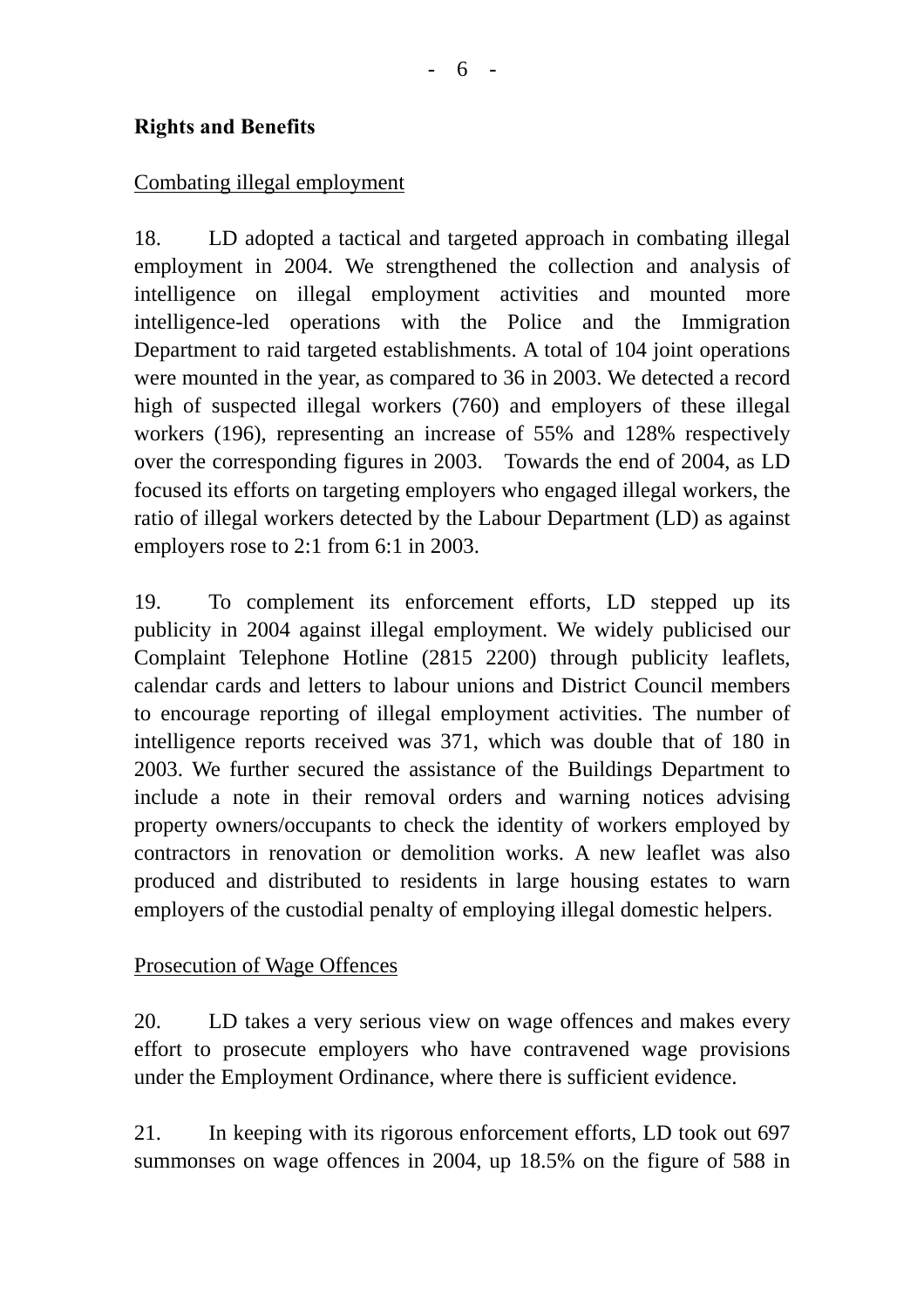**Rights and Benefits**

Combating illegal employment

18. LD adopted a tactical and targeted approach in combating illegal employment in 2004. We strengthened the collection and analysis of intelligence on illegal employment activities and mounted more intelligence-led operations with the Police and the Immigration Department to raid targeted establishments. A total of 104 joint operations were mounted in the year, as compared to 36 in 2003. We detected a record high of suspected illegal workers (760) and employers of these illegal workers (196), representing an increase of 55% and 128% respectively over the corresponding figures in 2003. Towards the end of 2004, as LD focused its efforts on targeting employers who engaged illegal workers, the ratio of illegal workers detected by the Labour Department (LD) as against employers rose to 2:1 from 6:1 in 2003.

19. To complement its enforcement efforts, LD stepped up its publicity in 2004 against illegal employment. We widely publicised our Complaint Telephone Hotline (2815 2200) through publicity leaflets, calendar cards and letters to labour unions and District Council members to encourage reporting of illegal employment activities. The number of intelligence reports received was 371, which was double that of 180 in 2003. We further secured the assistance of the Buildings Department to include a note in their removal orders and warning notices advising property owners/occupants to check the identity of workers employed by contractors in renovation or demolition works. A new leaflet was also produced and distributed to residents in large housing estates to warn employers of the custodial penalty of employing illegal domestic helpers.

Prosecution of Wage Offences

20. LD takes a very serious view on wage offences and makes every effort to prosecute employers who have contravened wage provisions under the Employment Ordinance, where there is sufficient evidence.

21. In keeping with its rigorous enforcement efforts, LD took out 697 summonses on wage offences in 2004, up 18.5% on the figure of 588 in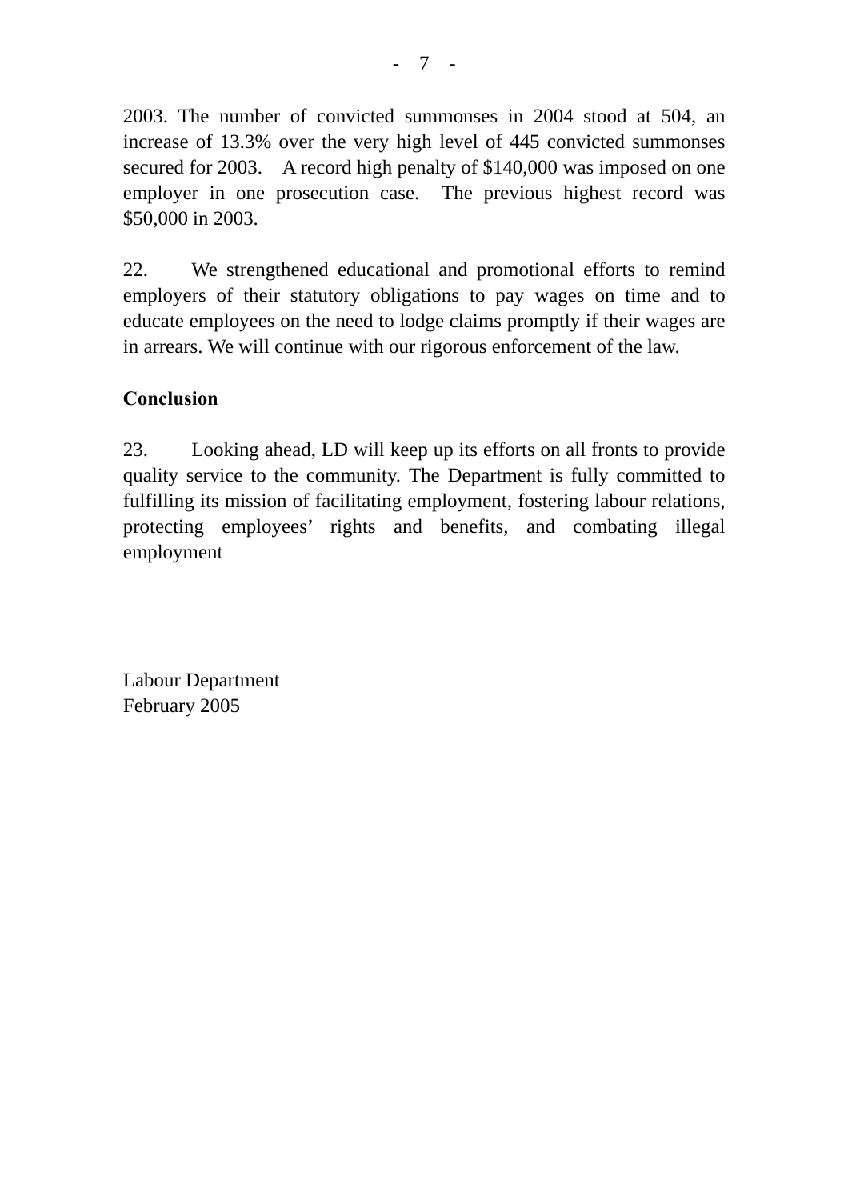2003. The number of convicted summonses in 2004 stood at 504, an increase of 13.3% over the very high level of 445 convicted summonses secured for 2003. A record high penalty of $140,000 was imposed on one employer in one prosecution case. The previous highest record was $50,000 in 2003.

22. We strengthened educational and promotional efforts to remind employers of their statutory obligations to pay wages on time and to educate employees on the need to lodge claims promptly if their wages are in arrears. We will continue with our rigorous enforcement of the law.

**Conclusion**

23. Looking ahead, LD will keep up its efforts on all fronts to provide quality service to the community. The Department is fully committed to fulfilling its mission of facilitating employment, fostering labour relations, protecting employees' rights and benefits, and combating illegal employment

Labour Department
February 2005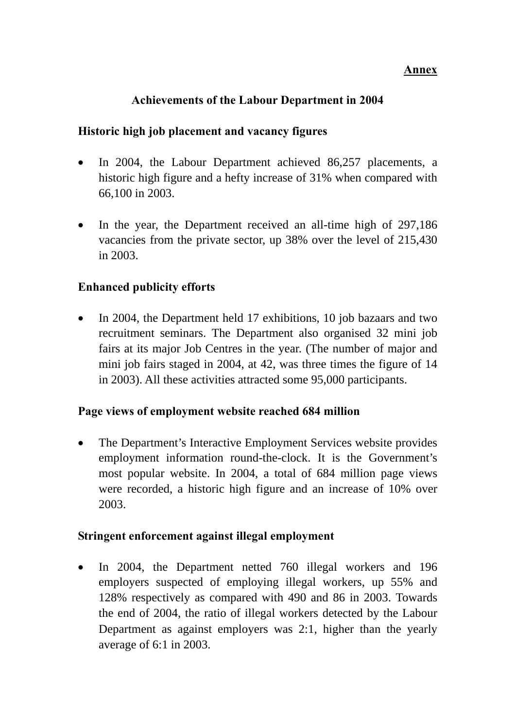**Annex**

## Achievements of the Labour Department in 2004

### Historic high job placement and vacancy figures

- In 2004, the Labour Department achieved 86,257 placements, a historic high figure and a hefty increase of 31% when compared with 66,100 in 2003.

- In the year, the Department received an all-time high of 297,186 vacancies from the private sector, up 38% over the level of 215,430 in 2003.

### Enhanced publicity efforts

- In 2004, the Department held 17 exhibitions, 10 job bazaars and two recruitment seminars. The Department also organised 32 mini job fairs at its major Job Centres in the year. (The number of major and mini job fairs staged in 2004, at 42, was three times the figure of 14 in 2003). All these activities attracted some 95,000 participants.

### Page views of employment website reached 684 million

- The Department's Interactive Employment Services website provides employment information round-the-clock. It is the Government's most popular website. In 2004, a total of 684 million page views were recorded, a historic high figure and an increase of 10% over 2003.

### Stringent enforcement against illegal employment

- In 2004, the Department netted 760 illegal workers and 196 employers suspected of employing illegal workers, up 55% and 128% respectively as compared with 490 and 86 in 2003. Towards the end of 2004, the ratio of illegal workers detected by the Labour Department as against employers was 2:1, higher than the yearly average of 6:1 in 2003.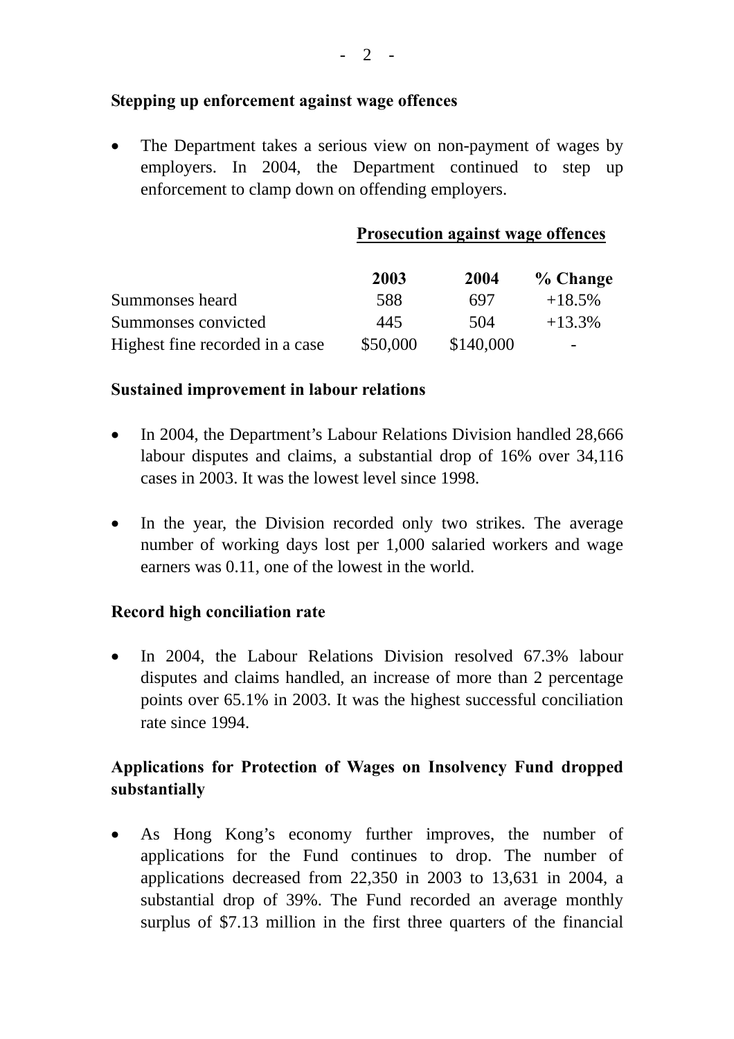**Stepping up enforcement against wage offences**

- The Department takes a serious view on non-payment of wages by employers. In 2004, the Department continued to step up enforcement to clamp down on offending employers.

**Prosecution against wage offences**

| | 2003 | 2004 | % Change |
|---|---|---|---|
| Summonses heard | 588 | 697 | +18.5% |
| Summonses convicted | 445 | 504 | +13.3% |
| Highest fine recorded in a case | $50,000 | $140,000 | - |

**Sustained improvement in labour relations**

- In 2004, the Department's Labour Relations Division handled 28,666 labour disputes and claims, a substantial drop of 16% over 34,116 cases in 2003. It was the lowest level since 1998.

- In the year, the Division recorded only two strikes. The average number of working days lost per 1,000 salaried workers and wage earners was 0.11, one of the lowest in the world.

**Record high conciliation rate**

- In 2004, the Labour Relations Division resolved 67.3% labour disputes and claims handled, an increase of more than 2 percentage points over 65.1% in 2003. It was the highest successful conciliation rate since 1994.

**Applications for Protection of Wages on Insolvency Fund dropped substantially**

- As Hong Kong's economy further improves, the number of applications for the Fund continues to drop. The number of applications decreased from 22,350 in 2003 to 13,631 in 2004, a substantial drop of 39%. The Fund recorded an average monthly surplus of $7.13 million in the first three quarters of the financial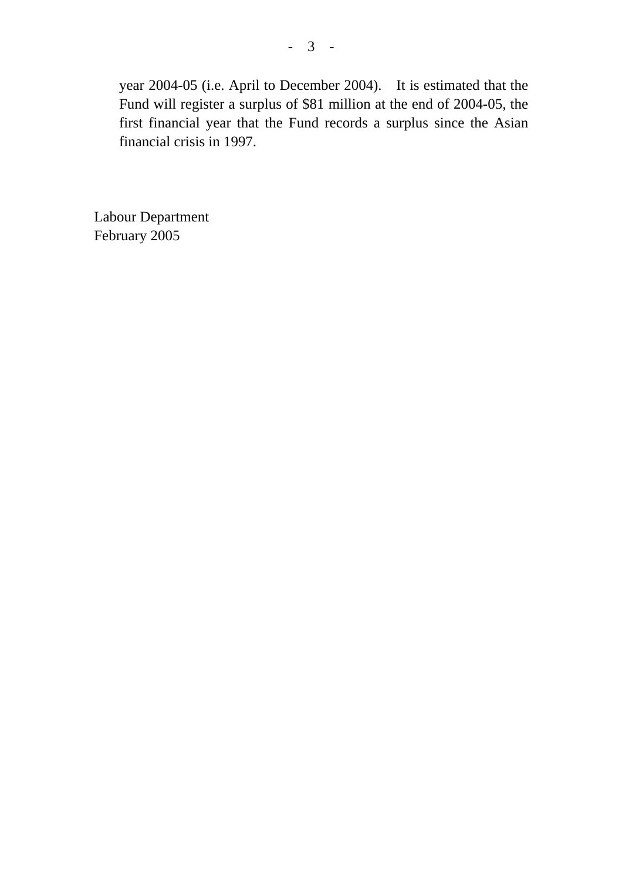year 2004-05 (i.e. April to December 2004). It is estimated that the Fund will register a surplus of $81 million at the end of 2004-05, the first financial year that the Fund records a surplus since the Asian financial crisis in 1997.

Labour Department
February 2005